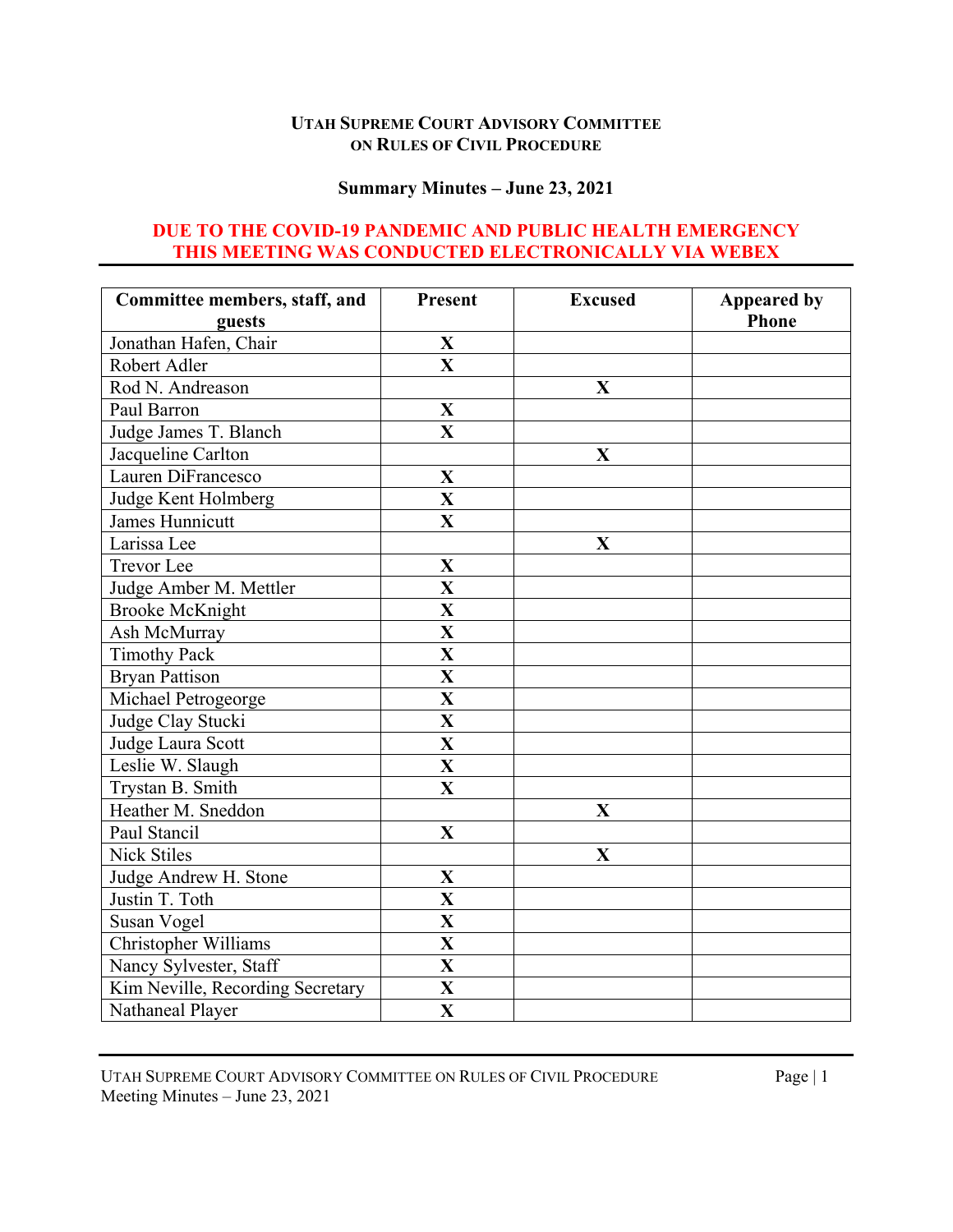**UTAH SUPREME COURT ADVISORY COMMITTEE ON RULES OF CIVIL PROCEDURE**

**Summary Minutes – June 23, 2021**

**DUE TO THE COVID-19 PANDEMIC AND PUBLIC HEALTH EMERGENCY THIS MEETING WAS CONDUCTED ELECTRONICALLY VIA WEBEX**

| Committee members, staff, and guests | Present | Excused | Appeared by Phone |
| --- | --- | --- | --- |
| Jonathan Hafen, Chair | X | | |
| Robert Adler | X | | |
| Rod N. Andreason | | X | |
| Paul Barron | X | | |
| Judge James T. Blanch | X | | |
| Jacqueline Carlton | | X | |
| Lauren DiFrancesco | X | | |
| Judge Kent Holmberg | X | | |
| James Hunnicutt | X | | |
| Larissa Lee | | X | |
| Trevor Lee | X | | |
| Judge Amber M. Mettler | X | | |
| Brooke McKnight | X | | |
| Ash McMurray | X | | |
| Timothy Pack | X | | |
| Bryan Pattison | X | | |
| Michael Petrogeorge | X | | |
| Judge Clay Stucki | X | | |
| Judge Laura Scott | X | | |
| Leslie W. Slaugh | X | | |
| Trystan B. Smith | X | | |
| Heather M. Sneddon | | X | |
| Paul Stancil | X | | |
| Nick Stiles | | X | |
| Judge Andrew H. Stone | X | | |
| Justin T. Toth | X | | |
| Susan Vogel | X | | |
| Christopher Williams | X | | |
| Nancy Sylvester, Staff | X | | |
| Kim Neville, Recording Secretary | X | | |
| Nathaneal Player | X | | |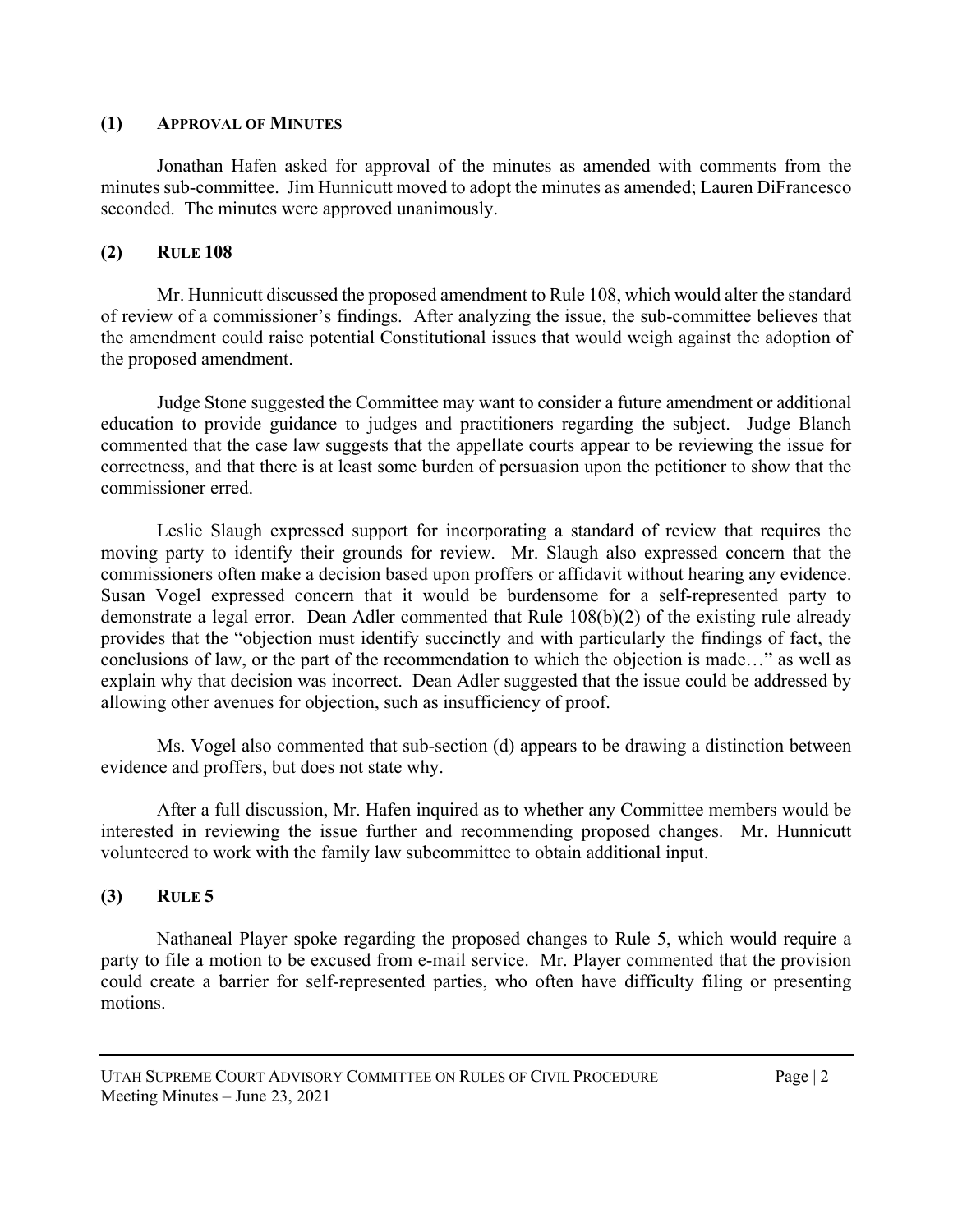## (1) Approval of Minutes

Jonathan Hafen asked for approval of the minutes as amended with comments from the minutes sub-committee. Jim Hunnicutt moved to adopt the minutes as amended; Lauren DiFrancesco seconded. The minutes were approved unanimously.

## (2) Rule 108

Mr. Hunnicutt discussed the proposed amendment to Rule 108, which would alter the standard of review of a commissioner's findings. After analyzing the issue, the sub-committee believes that the amendment could raise potential Constitutional issues that would weigh against the adoption of the proposed amendment.

Judge Stone suggested the Committee may want to consider a future amendment or additional education to provide guidance to judges and practitioners regarding the subject. Judge Blanch commented that the case law suggests that the appellate courts appear to be reviewing the issue for correctness, and that there is at least some burden of persuasion upon the petitioner to show that the commissioner erred.

Leslie Slaugh expressed support for incorporating a standard of review that requires the moving party to identify their grounds for review. Mr. Slaugh also expressed concern that the commissioners often make a decision based upon proffers or affidavit without hearing any evidence. Susan Vogel expressed concern that it would be burdensome for a self-represented party to demonstrate a legal error. Dean Adler commented that Rule 108(b)(2) of the existing rule already provides that the "objection must identify succinctly and with particularly the findings of fact, the conclusions of law, or the part of the recommendation to which the objection is made…" as well as explain why that decision was incorrect. Dean Adler suggested that the issue could be addressed by allowing other avenues for objection, such as insufficiency of proof.

Ms. Vogel also commented that sub-section (d) appears to be drawing a distinction between evidence and proffers, but does not state why.

After a full discussion, Mr. Hafen inquired as to whether any Committee members would be interested in reviewing the issue further and recommending proposed changes. Mr. Hunnicutt volunteered to work with the family law subcommittee to obtain additional input.

## (3) Rule 5

Nathaneal Player spoke regarding the proposed changes to Rule 5, which would require a party to file a motion to be excused from e-mail service. Mr. Player commented that the provision could create a barrier for self-represented parties, who often have difficulty filing or presenting motions.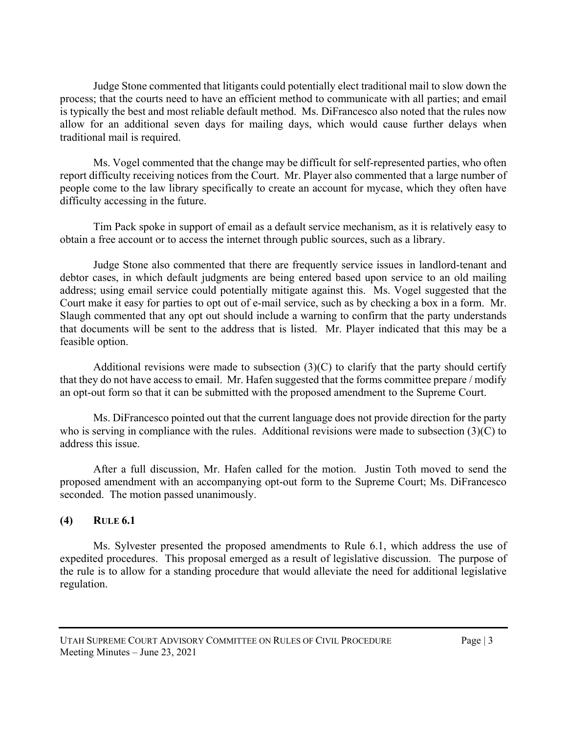Judge Stone commented that litigants could potentially elect traditional mail to slow down the process; that the courts need to have an efficient method to communicate with all parties; and email is typically the best and most reliable default method. Ms. DiFrancesco also noted that the rules now allow for an additional seven days for mailing days, which would cause further delays when traditional mail is required.

Ms. Vogel commented that the change may be difficult for self-represented parties, who often report difficulty receiving notices from the Court. Mr. Player also commented that a large number of people come to the law library specifically to create an account for mycase, which they often have difficulty accessing in the future.

Tim Pack spoke in support of email as a default service mechanism, as it is relatively easy to obtain a free account or to access the internet through public sources, such as a library.

Judge Stone also commented that there are frequently service issues in landlord-tenant and debtor cases, in which default judgments are being entered based upon service to an old mailing address; using email service could potentially mitigate against this. Ms. Vogel suggested that the Court make it easy for parties to opt out of e-mail service, such as by checking a box in a form. Mr. Slaugh commented that any opt out should include a warning to confirm that the party understands that documents will be sent to the address that is listed. Mr. Player indicated that this may be a feasible option.

Additional revisions were made to subsection (3)(C) to clarify that the party should certify that they do not have access to email. Mr. Hafen suggested that the forms committee prepare / modify an opt-out form so that it can be submitted with the proposed amendment to the Supreme Court.

Ms. DiFrancesco pointed out that the current language does not provide direction for the party who is serving in compliance with the rules. Additional revisions were made to subsection (3)(C) to address this issue.

After a full discussion, Mr. Hafen called for the motion. Justin Toth moved to send the proposed amendment with an accompanying opt-out form to the Supreme Court; Ms. DiFrancesco seconded. The motion passed unanimously.

## (4) RULE 6.1

Ms. Sylvester presented the proposed amendments to Rule 6.1, which address the use of expedited procedures. This proposal emerged as a result of legislative discussion. The purpose of the rule is to allow for a standing procedure that would alleviate the need for additional legislative regulation.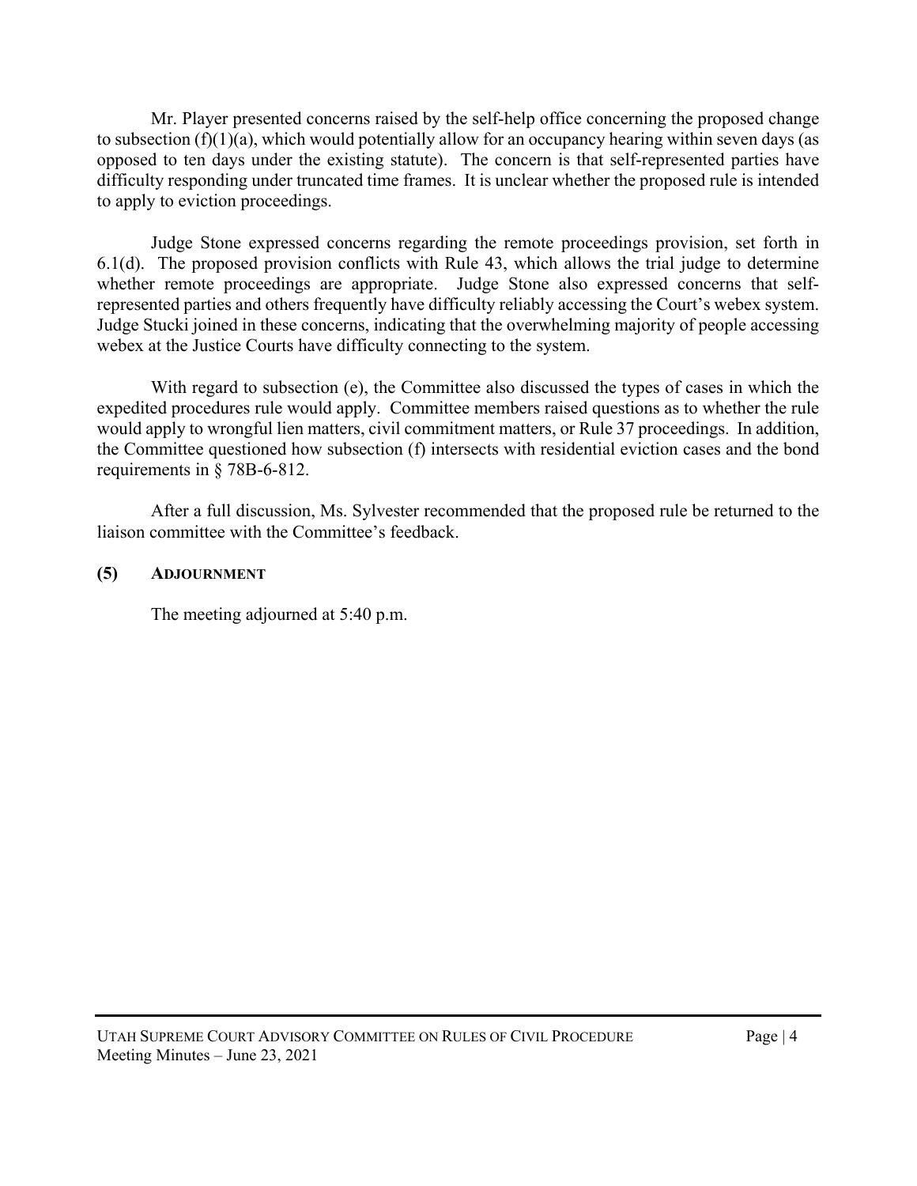Mr. Player presented concerns raised by the self-help office concerning the proposed change to subsection (f)(1)(a), which would potentially allow for an occupancy hearing within seven days (as opposed to ten days under the existing statute). The concern is that self-represented parties have difficulty responding under truncated time frames. It is unclear whether the proposed rule is intended to apply to eviction proceedings.

Judge Stone expressed concerns regarding the remote proceedings provision, set forth in 6.1(d). The proposed provision conflicts with Rule 43, which allows the trial judge to determine whether remote proceedings are appropriate. Judge Stone also expressed concerns that self-represented parties and others frequently have difficulty reliably accessing the Court's webex system. Judge Stucki joined in these concerns, indicating that the overwhelming majority of people accessing webex at the Justice Courts have difficulty connecting to the system.

With regard to subsection (e), the Committee also discussed the types of cases in which the expedited procedures rule would apply. Committee members raised questions as to whether the rule would apply to wrongful lien matters, civil commitment matters, or Rule 37 proceedings. In addition, the Committee questioned how subsection (f) intersects with residential eviction cases and the bond requirements in § 78B-6-812.

After a full discussion, Ms. Sylvester recommended that the proposed rule be returned to the liaison committee with the Committee's feedback.

## (5) ADJOURNMENT

The meeting adjourned at 5:40 p.m.